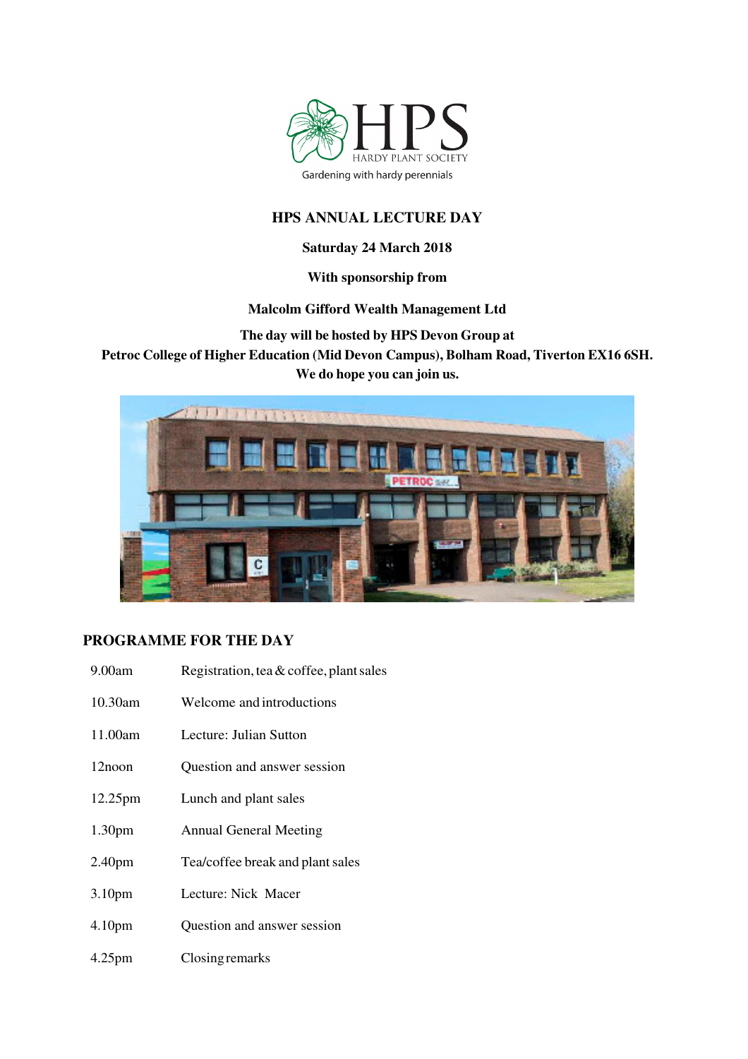HPS

HARDY PLANT SOCIETY

Gardening with hardy perennials

# HPS ANNUAL LECTURE DAY

**Saturday 24 March 2018**

**With sponsorship from**

**Malcolm Gifford Wealth Management Ltd**

**The day will be hosted by HPS Devon Group at**
**Petroc College of Higher Education (Mid Devon Campus), Bolham Road, Tiverton EX16 6SH.**
**We do hope you can join us.**

## PROGRAMME FOR THE DAY

| | |
|---|---|
| 9.00am | Registration, tea & coffee, plant sales |
| 10.30am | Welcome and introductions |
| 11.00am | Lecture: Julian Sutton |
| 12noon | Question and answer session |
| 12.25pm | Lunch and plant sales |
| 1.30pm | Annual General Meeting |
| 2.40pm | Tea/coffee break and plant sales |
| 3.10pm | Lecture: Nick Macer |
| 4.10pm | Question and answer session |
| 4.25pm | Closing remarks |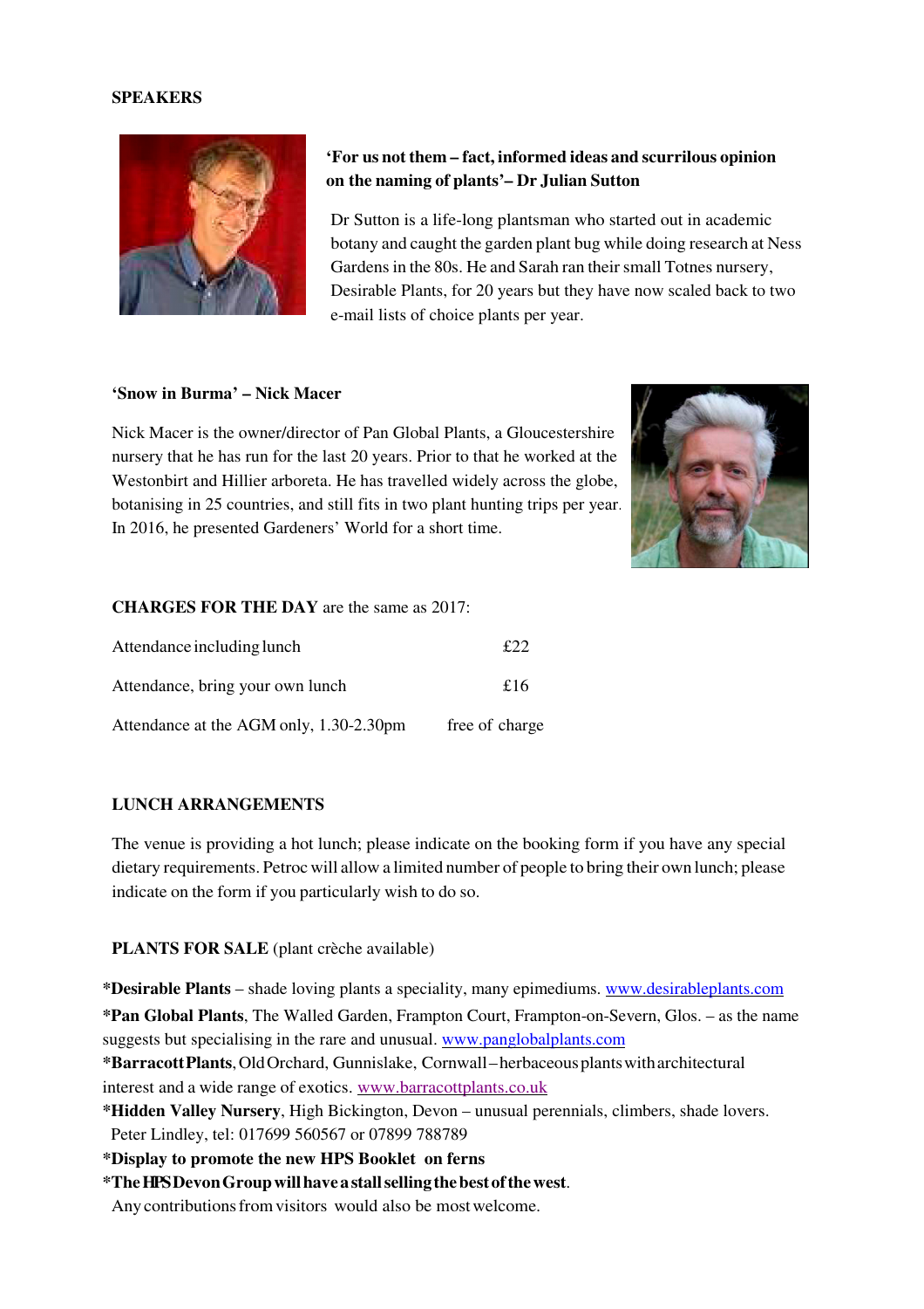## SPEAKERS

**'For us not them – fact, informed ideas and scurrilous opinion on the naming of plants'– Dr Julian Sutton**

Dr Sutton is a life-long plantsman who started out in academic botany and caught the garden plant bug while doing research at Ness Gardens in the 80s. He and Sarah ran their small Totnes nursery, Desirable Plants, for 20 years but they have now scaled back to two e-mail lists of choice plants per year.

**'Snow in Burma' – Nick Macer**

Nick Macer is the owner/director of Pan Global Plants, a Gloucestershire nursery that he has run for the last 20 years. Prior to that he worked at the Westonbirt and Hillier arboreta. He has travelled widely across the globe, botanising in 25 countries, and still fits in two plant hunting trips per year. In 2016, he presented Gardeners' World for a short time.

**CHARGES FOR THE DAY** are the same as 2017:

| | |
|---|---|
| Attendance including lunch | £22 |
| Attendance, bring your own lunch | £16 |
| Attendance at the AGM only, 1.30-2.30pm | free of charge |

**LUNCH ARRANGEMENTS**

The venue is providing a hot lunch; please indicate on the booking form if you have any special dietary requirements. Petroc will allow a limited number of people to bring their own lunch; please indicate on the form if you particularly wish to do so.

**PLANTS FOR SALE** (plant crèche available)

*__Desirable Plants__ – shade loving plants a speciality, many epimediums. www.desirableplants.com
*__Pan Global Plants__, The Walled Garden, Frampton Court, Frampton-on-Severn, Glos. – as the name suggests but specialising in the rare and unusual. www.panglobalplants.com
*__Barracott Plants__, Old Orchard, Gunnislake, Cornwall – herbaceous plants with architectural interest and a wide range of exotics. www.barracottplants.co.uk
*__Hidden Valley Nursery__, High Bickington, Devon – unusual perennials, climbers, shade lovers. Peter Lindley, tel: 017699 560567 or 07899 788789
*__Display to promote the new HPS Booklet on ferns__
*__The HPS Devon Group will have a stall selling the best of the west__. Any contributions from visitors would also be most welcome.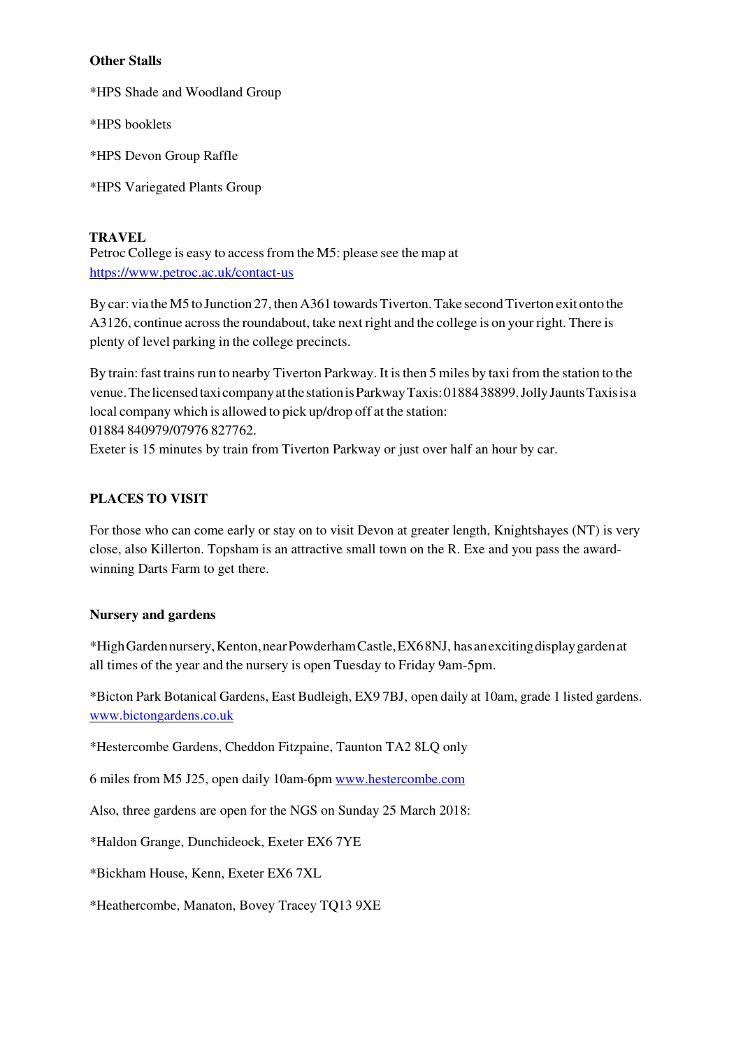**Other Stalls**

*HPS Shade and Woodland Group

*HPS booklets

*HPS Devon Group Raffle

*HPS Variegated Plants Group

**TRAVEL**

Petroc College is easy to access from the M5: please see the map at https://www.petroc.ac.uk/contact-us

By car: via the M5 to Junction 27, then A361 towards Tiverton. Take second Tiverton exit onto the A3126, continue across the roundabout, take next right and the college is on your right. There is plenty of level parking in the college precincts.

By train: fast trains run to nearby Tiverton Parkway. It is then 5 miles by taxi from the station to the venue. The licensed taxi company at the station is Parkway Taxis: 01884 38899. Jolly Jaunts Taxis is a local company which is allowed to pick up/drop off at the station:
01884 840979/07976 827762.
Exeter is 15 minutes by train from Tiverton Parkway or just over half an hour by car.

**PLACES TO VISIT**

For those who can come early or stay on to visit Devon at greater length, Knightshayes (NT) is very close, also Killerton. Topsham is an attractive small town on the R. Exe and you pass the award-winning Darts Farm to get there.

**Nursery and gardens**

*High Garden nursery, Kenton, near Powderham Castle, EX6 8NJ, has an exciting display garden at all times of the year and the nursery is open Tuesday to Friday 9am-5pm.

*Bicton Park Botanical Gardens, East Budleigh, EX9 7BJ, open daily at 10am, grade 1 listed gardens. www.bictongardens.co.uk

*Hestercombe Gardens, Cheddon Fitzpaine, Taunton TA2 8LQ only

6 miles from M5 J25, open daily 10am-6pm www.hestercombe.com

Also, three gardens are open for the NGS on Sunday 25 March 2018:

*Haldon Grange, Dunchideock, Exeter EX6 7YE

*Bickham House, Kenn, Exeter EX6 7XL

*Heathercombe, Manaton, Bovey Tracey TQ13 9XE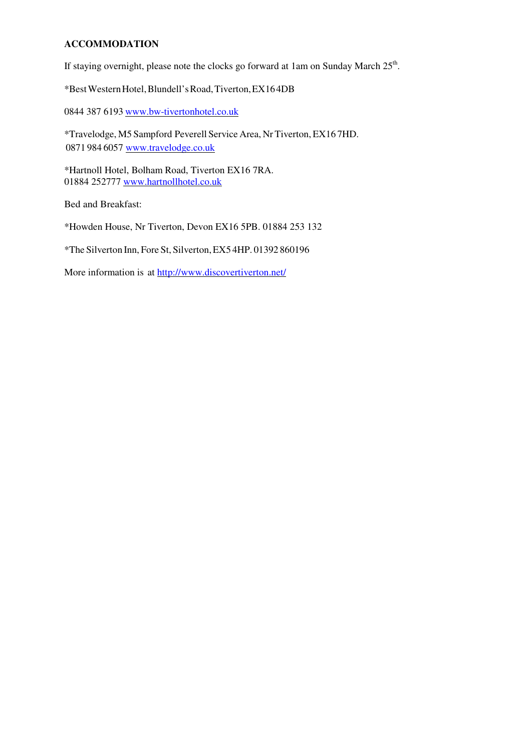**ACCOMMODATION**

If staying overnight, please note the clocks go forward at 1am on Sunday March 25th.

*Best Western Hotel, Blundell's Road, Tiverton, EX16 4DB

0844 387 6193 www.bw-tivertonhotel.co.uk

*Travelodge, M5 Sampford Peverell Service Area, Nr Tiverton, EX16 7HD.
0871 984 6057 www.travelodge.co.uk

*Hartnoll Hotel, Bolham Road, Tiverton EX16 7RA.
01884 252777 www.hartnollhotel.co.uk

Bed and Breakfast:

*Howden House, Nr Tiverton, Devon EX16 5PB. 01884 253 132

*The Silverton Inn, Fore St, Silverton, EX5 4HP. 01392 860196

More information is at http://www.discovertiverton.net/